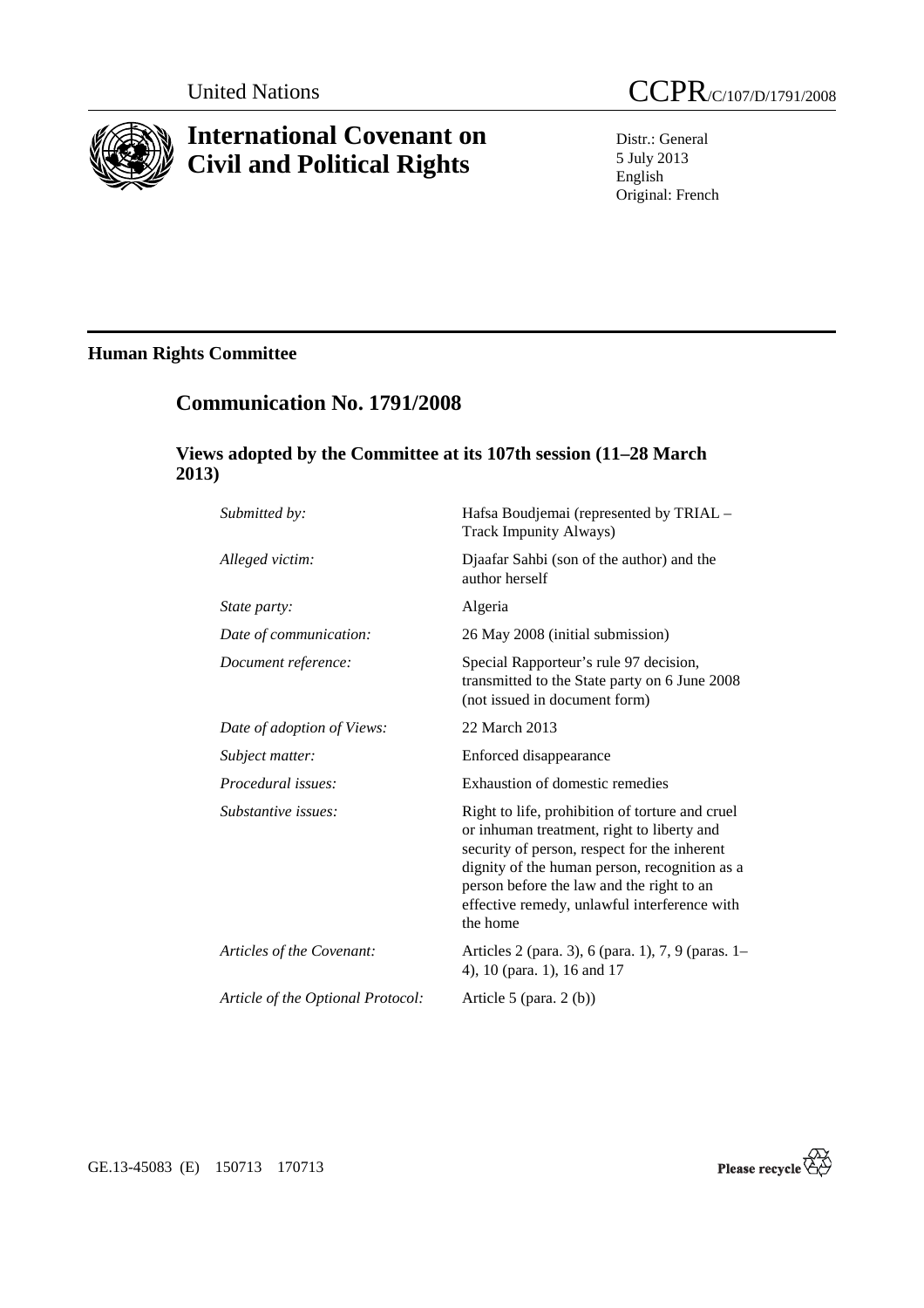United Nations

# CCPR/C/107/D/1791/2008

# International Covenant on Civil and Political Rights

Distr.: General
5 July 2013
English
Original: French

## Human Rights Committee

## Communication No. 1791/2008

### Views adopted by the Committee at its 107th session (11–28 March 2013)

| | |
|---|---|
| *Submitted by:* | Hafsa Boudjemai (represented by TRIAL – Track Impunity Always) |
| *Alleged victim:* | Djaafar Sahbi (son of the author) and the author herself |
| *State party:* | Algeria |
| *Date of communication:* | 26 May 2008 (initial submission) |
| *Document reference:* | Special Rapporteur's rule 97 decision, transmitted to the State party on 6 June 2008 (not issued in document form) |
| *Date of adoption of Views:* | 22 March 2013 |
| *Subject matter:* | Enforced disappearance |
| *Procedural issues:* | Exhaustion of domestic remedies |
| *Substantive issues:* | Right to life, prohibition of torture and cruel or inhuman treatment, right to liberty and security of person, respect for the inherent dignity of the human person, recognition as a person before the law and the right to an effective remedy, unlawful interference with the home |
| *Articles of the Covenant:* | Articles 2 (para. 3), 6 (para. 1), 7, 9 (paras. 1–4), 10 (para. 1), 16 and 17 |
| *Article of the Optional Protocol:* | Article 5 (para. 2 (b)) |

GE.13-45083 (E) 150713 170713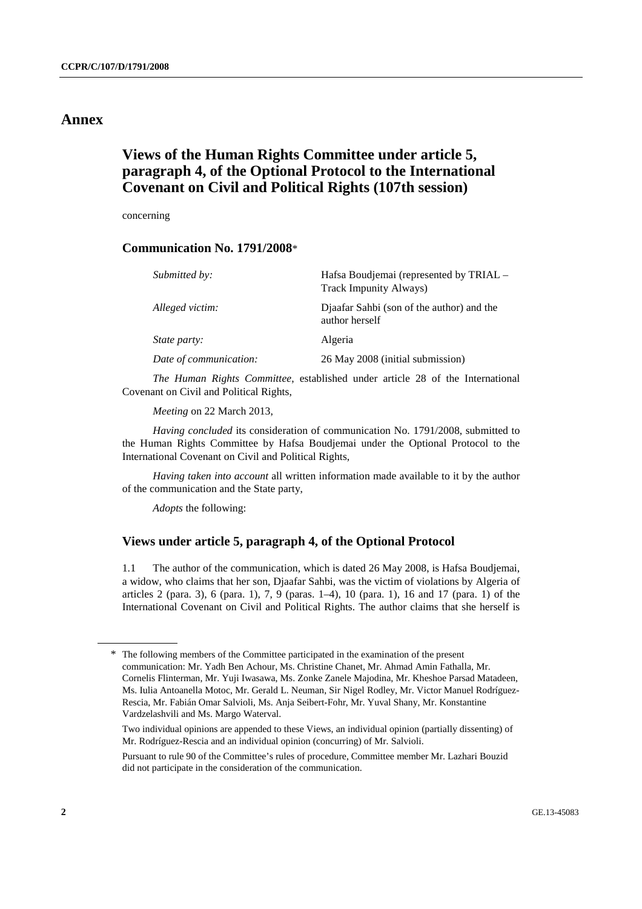# Annex

## Views of the Human Rights Committee under article 5, paragraph 4, of the Optional Protocol to the International Covenant on Civil and Political Rights (107th session)

concerning

### Communication No. 1791/2008*

| | |
|---|---|
| *Submitted by:* | Hafsa Boudjemai (represented by TRIAL – Track Impunity Always) |
| *Alleged victim:* | Djaafar Sahbi (son of the author) and the author herself |
| *State party:* | Algeria |
| *Date of communication:* | 26 May 2008 (initial submission) |

*The Human Rights Committee*, established under article 28 of the International Covenant on Civil and Political Rights,

*Meeting* on 22 March 2013,

*Having concluded* its consideration of communication No. 1791/2008, submitted to the Human Rights Committee by Hafsa Boudjemai under the Optional Protocol to the International Covenant on Civil and Political Rights,

*Having taken into account* all written information made available to it by the author of the communication and the State party,

*Adopts* the following:

### Views under article 5, paragraph 4, of the Optional Protocol

1.1 The author of the communication, which is dated 26 May 2008, is Hafsa Boudjemai, a widow, who claims that her son, Djaafar Sahbi, was the victim of violations by Algeria of articles 2 (para. 3), 6 (para. 1), 7, 9 (paras. 1–4), 10 (para. 1), 16 and 17 (para. 1) of the International Covenant on Civil and Political Rights. The author claims that she herself is

---

\* The following members of the Committee participated in the examination of the present communication: Mr. Yadh Ben Achour, Ms. Christine Chanet, Mr. Ahmad Amin Fathalla, Mr. Cornelis Flinterman, Mr. Yuji Iwasawa, Ms. Zonke Zanele Majodina, Mr. Kheshoe Parsad Matadeen, Ms. Iulia Antoanella Motoc, Mr. Gerald L. Neuman, Sir Nigel Rodley, Mr. Victor Manuel Rodríguez-Rescia, Mr. Fabián Omar Salvioli, Ms. Anja Seibert-Fohr, Mr. Yuval Shany, Mr. Konstantine Vardzelashvili and Ms. Margo Waterval.

Two individual opinions are appended to these Views, an individual opinion (partially dissenting) of Mr. Rodríguez-Rescia and an individual opinion (concurring) of Mr. Salvioli.

Pursuant to rule 90 of the Committee's rules of procedure, Committee member Mr. Lazhari Bouzid did not participate in the consideration of the communication.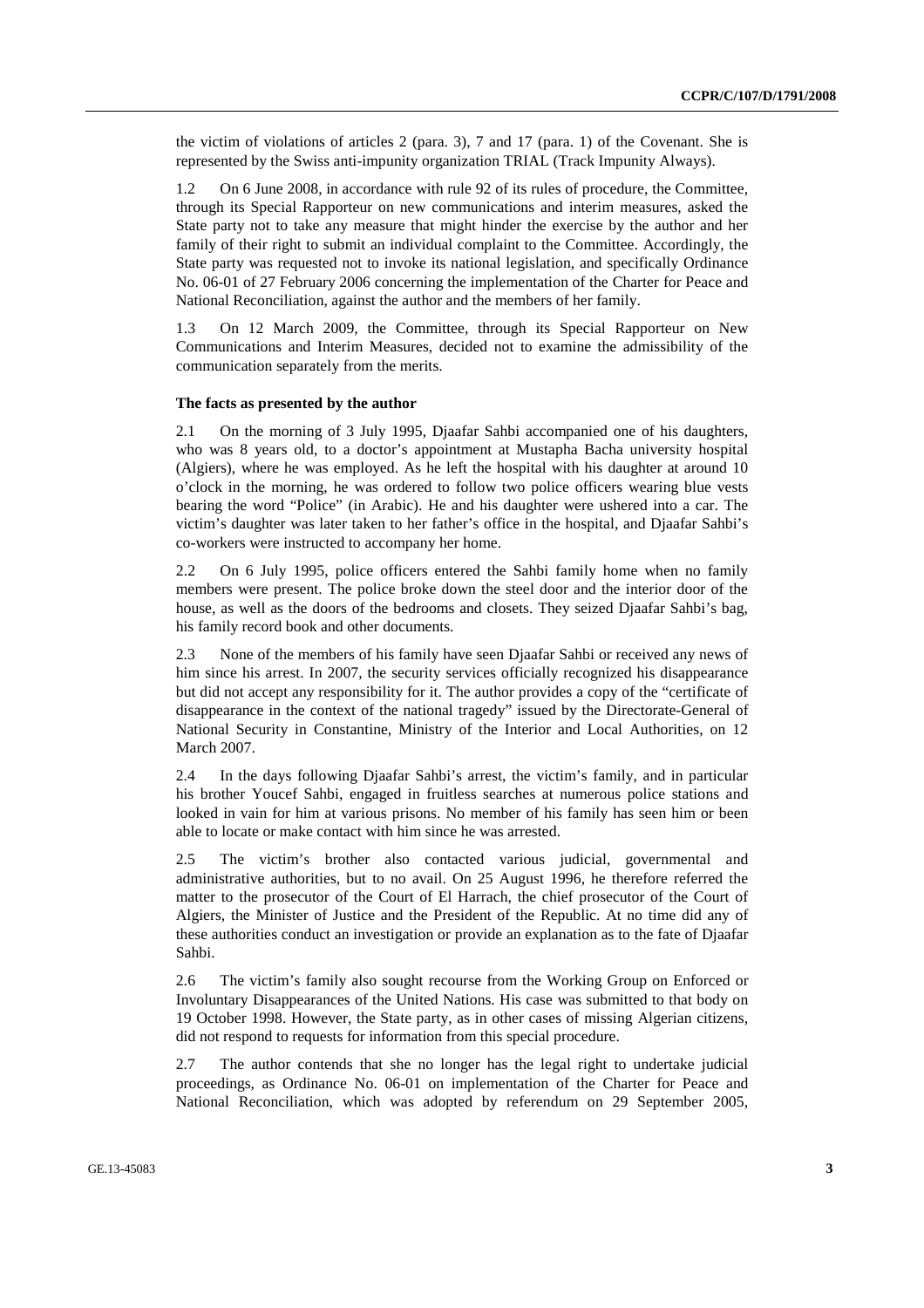the victim of violations of articles 2 (para. 3), 7 and 17 (para. 1) of the Covenant. She is represented by the Swiss anti-impunity organization TRIAL (Track Impunity Always).

1.2 On 6 June 2008, in accordance with rule 92 of its rules of procedure, the Committee, through its Special Rapporteur on new communications and interim measures, asked the State party not to take any measure that might hinder the exercise by the author and her family of their right to submit an individual complaint to the Committee. Accordingly, the State party was requested not to invoke its national legislation, and specifically Ordinance No. 06-01 of 27 February 2006 concerning the implementation of the Charter for Peace and National Reconciliation, against the author and the members of her family.

1.3 On 12 March 2009, the Committee, through its Special Rapporteur on New Communications and Interim Measures, decided not to examine the admissibility of the communication separately from the merits.

### The facts as presented by the author

2.1 On the morning of 3 July 1995, Djaafar Sahbi accompanied one of his daughters, who was 8 years old, to a doctor's appointment at Mustapha Bacha university hospital (Algiers), where he was employed. As he left the hospital with his daughter at around 10 o'clock in the morning, he was ordered to follow two police officers wearing blue vests bearing the word "Police" (in Arabic). He and his daughter were ushered into a car. The victim's daughter was later taken to her father's office in the hospital, and Djaafar Sahbi's co-workers were instructed to accompany her home.

2.2 On 6 July 1995, police officers entered the Sahbi family home when no family members were present. The police broke down the steel door and the interior door of the house, as well as the doors of the bedrooms and closets. They seized Djaafar Sahbi's bag, his family record book and other documents.

2.3 None of the members of his family have seen Djaafar Sahbi or received any news of him since his arrest. In 2007, the security services officially recognized his disappearance but did not accept any responsibility for it. The author provides a copy of the "certificate of disappearance in the context of the national tragedy" issued by the Directorate-General of National Security in Constantine, Ministry of the Interior and Local Authorities, on 12 March 2007.

2.4 In the days following Djaafar Sahbi's arrest, the victim's family, and in particular his brother Youcef Sahbi, engaged in fruitless searches at numerous police stations and looked in vain for him at various prisons. No member of his family has seen him or been able to locate or make contact with him since he was arrested.

2.5 The victim's brother also contacted various judicial, governmental and administrative authorities, but to no avail. On 25 August 1996, he therefore referred the matter to the prosecutor of the Court of El Harrach, the chief prosecutor of the Court of Algiers, the Minister of Justice and the President of the Republic. At no time did any of these authorities conduct an investigation or provide an explanation as to the fate of Djaafar Sahbi.

2.6 The victim's family also sought recourse from the Working Group on Enforced or Involuntary Disappearances of the United Nations. His case was submitted to that body on 19 October 1998. However, the State party, as in other cases of missing Algerian citizens, did not respond to requests for information from this special procedure.

2.7 The author contends that she no longer has the legal right to undertake judicial proceedings, as Ordinance No. 06-01 on implementation of the Charter for Peace and National Reconciliation, which was adopted by referendum on 29 September 2005,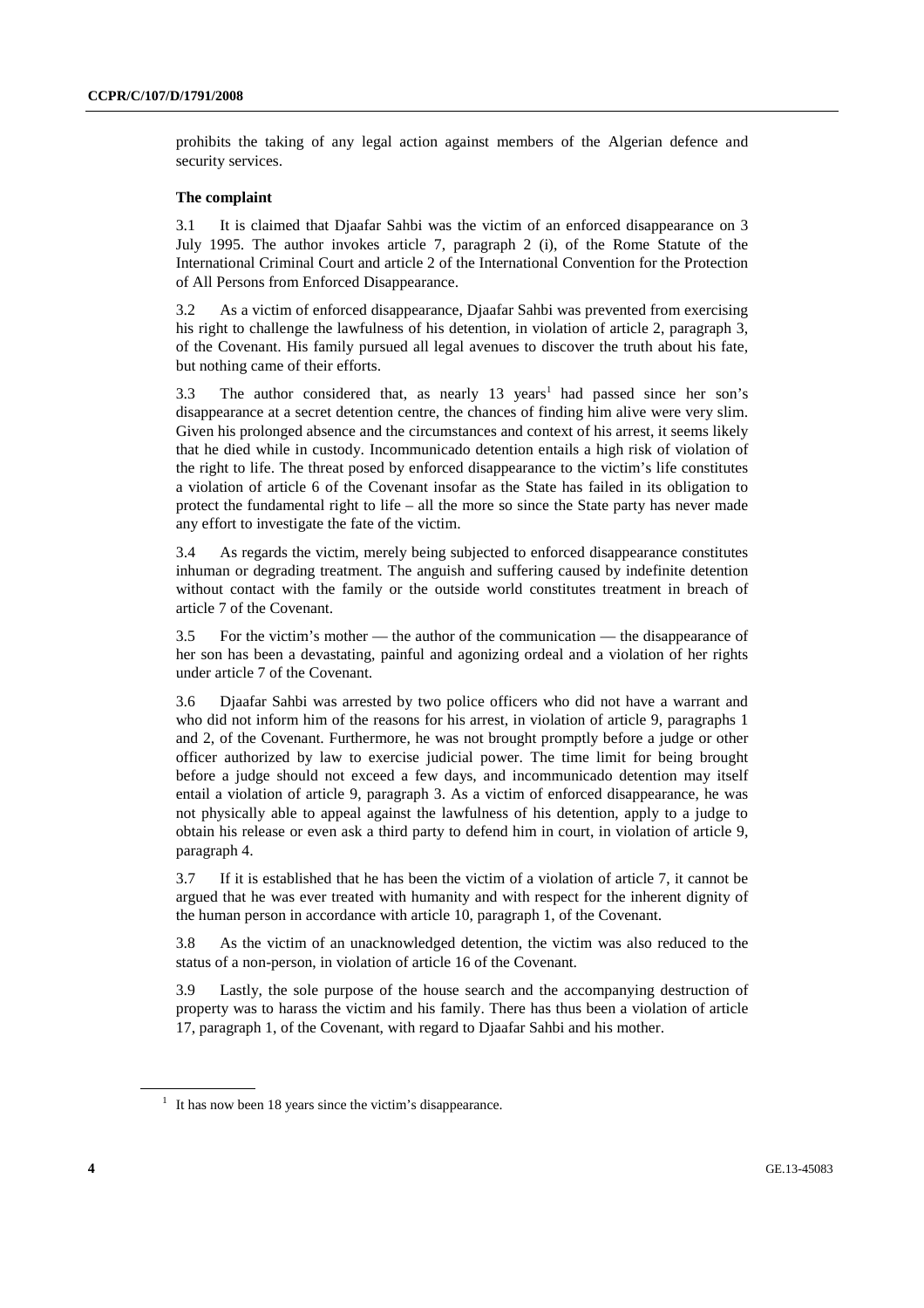prohibits the taking of any legal action against members of the Algerian defence and security services.

### The complaint

3.1 It is claimed that Djaafar Sahbi was the victim of an enforced disappearance on 3 July 1995. The author invokes article 7, paragraph 2 (i), of the Rome Statute of the International Criminal Court and article 2 of the International Convention for the Protection of All Persons from Enforced Disappearance.

3.2 As a victim of enforced disappearance, Djaafar Sahbi was prevented from exercising his right to challenge the lawfulness of his detention, in violation of article 2, paragraph 3, of the Covenant. His family pursued all legal avenues to discover the truth about his fate, but nothing came of their efforts.

3.3 The author considered that, as nearly 13 years[1] had passed since her son's disappearance at a secret detention centre, the chances of finding him alive were very slim. Given his prolonged absence and the circumstances and context of his arrest, it seems likely that he died while in custody. Incommunicado detention entails a high risk of violation of the right to life. The threat posed by enforced disappearance to the victim's life constitutes a violation of article 6 of the Covenant insofar as the State has failed in its obligation to protect the fundamental right to life – all the more so since the State party has never made any effort to investigate the fate of the victim.

3.4 As regards the victim, merely being subjected to enforced disappearance constitutes inhuman or degrading treatment. The anguish and suffering caused by indefinite detention without contact with the family or the outside world constitutes treatment in breach of article 7 of the Covenant.

3.5 For the victim's mother — the author of the communication — the disappearance of her son has been a devastating, painful and agonizing ordeal and a violation of her rights under article 7 of the Covenant.

3.6 Djaafar Sahbi was arrested by two police officers who did not have a warrant and who did not inform him of the reasons for his arrest, in violation of article 9, paragraphs 1 and 2, of the Covenant. Furthermore, he was not brought promptly before a judge or other officer authorized by law to exercise judicial power. The time limit for being brought before a judge should not exceed a few days, and incommunicado detention may itself entail a violation of article 9, paragraph 3. As a victim of enforced disappearance, he was not physically able to appeal against the lawfulness of his detention, apply to a judge to obtain his release or even ask a third party to defend him in court, in violation of article 9, paragraph 4.

3.7 If it is established that he has been the victim of a violation of article 7, it cannot be argued that he was ever treated with humanity and with respect for the inherent dignity of the human person in accordance with article 10, paragraph 1, of the Covenant.

3.8 As the victim of an unacknowledged detention, the victim was also reduced to the status of a non-person, in violation of article 16 of the Covenant.

3.9 Lastly, the sole purpose of the house search and the accompanying destruction of property was to harass the victim and his family. There has thus been a violation of article 17, paragraph 1, of the Covenant, with regard to Djaafar Sahbi and his mother.

[1] It has now been 18 years since the victim's disappearance.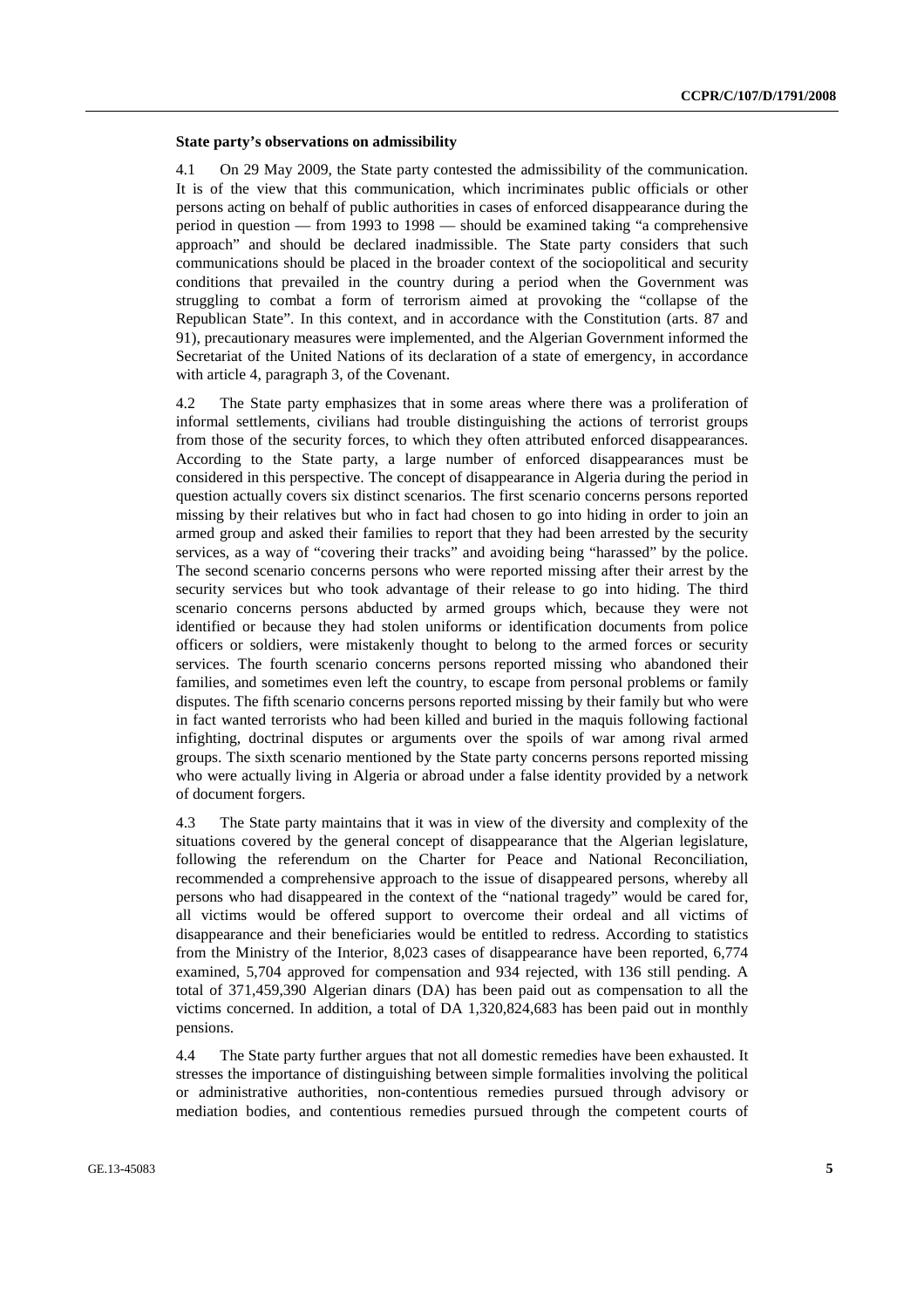**State party's observations on admissibility**

4.1 On 29 May 2009, the State party contested the admissibility of the communication. It is of the view that this communication, which incriminates public officials or other persons acting on behalf of public authorities in cases of enforced disappearance during the period in question — from 1993 to 1998 — should be examined taking "a comprehensive approach" and should be declared inadmissible. The State party considers that such communications should be placed in the broader context of the sociopolitical and security conditions that prevailed in the country during a period when the Government was struggling to combat a form of terrorism aimed at provoking the "collapse of the Republican State". In this context, and in accordance with the Constitution (arts. 87 and 91), precautionary measures were implemented, and the Algerian Government informed the Secretariat of the United Nations of its declaration of a state of emergency, in accordance with article 4, paragraph 3, of the Covenant.

4.2 The State party emphasizes that in some areas where there was a proliferation of informal settlements, civilians had trouble distinguishing the actions of terrorist groups from those of the security forces, to which they often attributed enforced disappearances. According to the State party, a large number of enforced disappearances must be considered in this perspective. The concept of disappearance in Algeria during the period in question actually covers six distinct scenarios. The first scenario concerns persons reported missing by their relatives but who in fact had chosen to go into hiding in order to join an armed group and asked their families to report that they had been arrested by the security services, as a way of "covering their tracks" and avoiding being "harassed" by the police. The second scenario concerns persons who were reported missing after their arrest by the security services but who took advantage of their release to go into hiding. The third scenario concerns persons abducted by armed groups which, because they were not identified or because they had stolen uniforms or identification documents from police officers or soldiers, were mistakenly thought to belong to the armed forces or security services. The fourth scenario concerns persons reported missing who abandoned their families, and sometimes even left the country, to escape from personal problems or family disputes. The fifth scenario concerns persons reported missing by their family but who were in fact wanted terrorists who had been killed and buried in the maquis following factional infighting, doctrinal disputes or arguments over the spoils of war among rival armed groups. The sixth scenario mentioned by the State party concerns persons reported missing who were actually living in Algeria or abroad under a false identity provided by a network of document forgers.

4.3 The State party maintains that it was in view of the diversity and complexity of the situations covered by the general concept of disappearance that the Algerian legislature, following the referendum on the Charter for Peace and National Reconciliation, recommended a comprehensive approach to the issue of disappeared persons, whereby all persons who had disappeared in the context of the "national tragedy" would be cared for, all victims would be offered support to overcome their ordeal and all victims of disappearance and their beneficiaries would be entitled to redress. According to statistics from the Ministry of the Interior, 8,023 cases of disappearance have been reported, 6,774 examined, 5,704 approved for compensation and 934 rejected, with 136 still pending. A total of 371,459,390 Algerian dinars (DA) has been paid out as compensation to all the victims concerned. In addition, a total of DA 1,320,824,683 has been paid out in monthly pensions.

4.4 The State party further argues that not all domestic remedies have been exhausted. It stresses the importance of distinguishing between simple formalities involving the political or administrative authorities, non-contentious remedies pursued through advisory or mediation bodies, and contentious remedies pursued through the competent courts of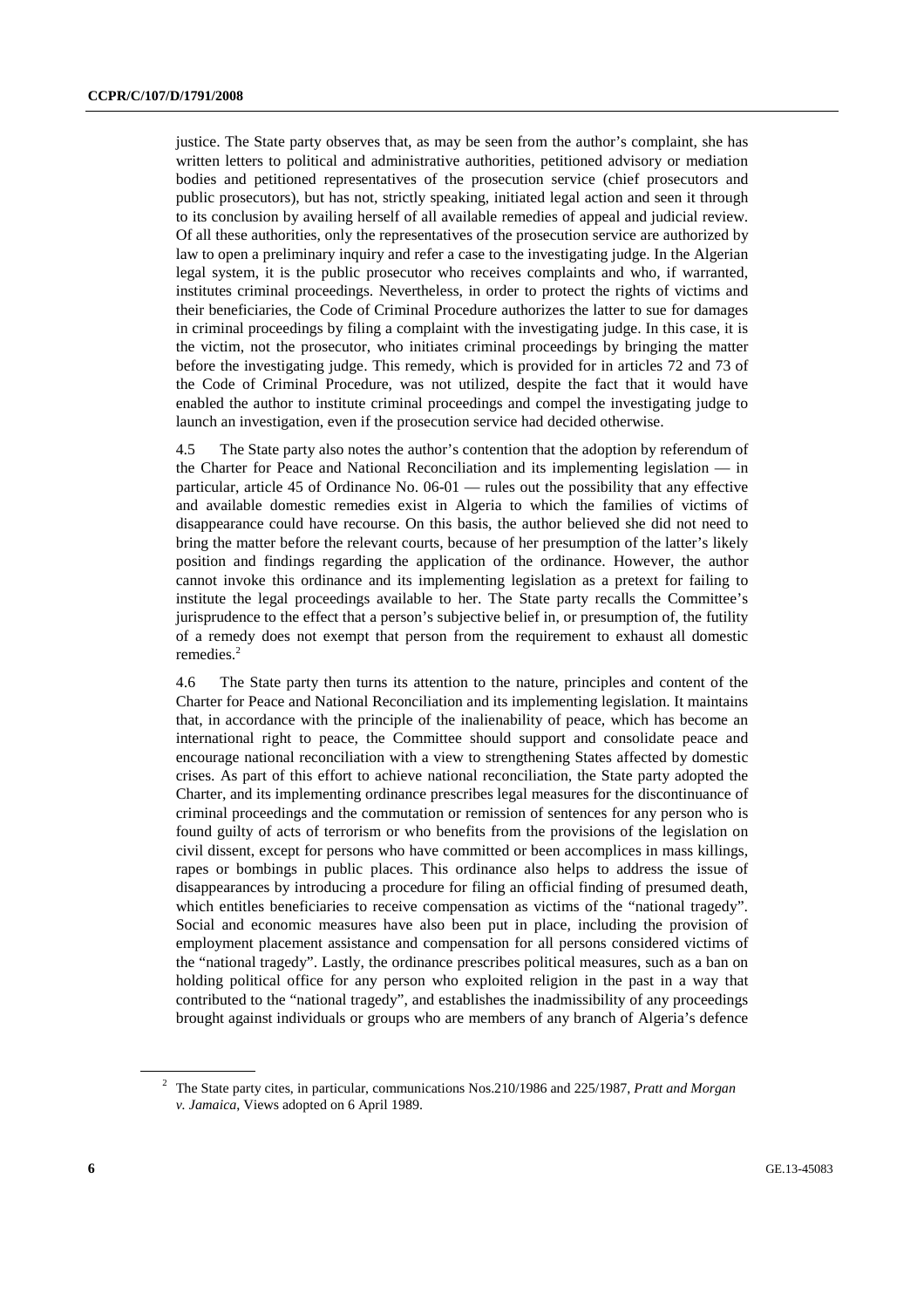justice. The State party observes that, as may be seen from the author's complaint, she has written letters to political and administrative authorities, petitioned advisory or mediation bodies and petitioned representatives of the prosecution service (chief prosecutors and public prosecutors), but has not, strictly speaking, initiated legal action and seen it through to its conclusion by availing herself of all available remedies of appeal and judicial review. Of all these authorities, only the representatives of the prosecution service are authorized by law to open a preliminary inquiry and refer a case to the investigating judge. In the Algerian legal system, it is the public prosecutor who receives complaints and who, if warranted, institutes criminal proceedings. Nevertheless, in order to protect the rights of victims and their beneficiaries, the Code of Criminal Procedure authorizes the latter to sue for damages in criminal proceedings by filing a complaint with the investigating judge. In this case, it is the victim, not the prosecutor, who initiates criminal proceedings by bringing the matter before the investigating judge. This remedy, which is provided for in articles 72 and 73 of the Code of Criminal Procedure, was not utilized, despite the fact that it would have enabled the author to institute criminal proceedings and compel the investigating judge to launch an investigation, even if the prosecution service had decided otherwise.

4.5 The State party also notes the author's contention that the adoption by referendum of the Charter for Peace and National Reconciliation and its implementing legislation — in particular, article 45 of Ordinance No. 06-01 — rules out the possibility that any effective and available domestic remedies exist in Algeria to which the families of victims of disappearance could have recourse. On this basis, the author believed she did not need to bring the matter before the relevant courts, because of her presumption of the latter's likely position and findings regarding the application of the ordinance. However, the author cannot invoke this ordinance and its implementing legislation as a pretext for failing to institute the legal proceedings available to her. The State party recalls the Committee's jurisprudence to the effect that a person's subjective belief in, or presumption of, the futility of a remedy does not exempt that person from the requirement to exhaust all domestic remedies.[2]

4.6 The State party then turns its attention to the nature, principles and content of the Charter for Peace and National Reconciliation and its implementing legislation. It maintains that, in accordance with the principle of the inalienability of peace, which has become an international right to peace, the Committee should support and consolidate peace and encourage national reconciliation with a view to strengthening States affected by domestic crises. As part of this effort to achieve national reconciliation, the State party adopted the Charter, and its implementing ordinance prescribes legal measures for the discontinuance of criminal proceedings and the commutation or remission of sentences for any person who is found guilty of acts of terrorism or who benefits from the provisions of the legislation on civil dissent, except for persons who have committed or been accomplices in mass killings, rapes or bombings in public places. This ordinance also helps to address the issue of disappearances by introducing a procedure for filing an official finding of presumed death, which entitles beneficiaries to receive compensation as victims of the "national tragedy". Social and economic measures have also been put in place, including the provision of employment placement assistance and compensation for all persons considered victims of the "national tragedy". Lastly, the ordinance prescribes political measures, such as a ban on holding political office for any person who exploited religion in the past in a way that contributed to the "national tragedy", and establishes the inadmissibility of any proceedings brought against individuals or groups who are members of any branch of Algeria's defence

---

[2] The State party cites, in particular, communications Nos.210/1986 and 225/1987, *Pratt and Morgan v. Jamaica*, Views adopted on 6 April 1989.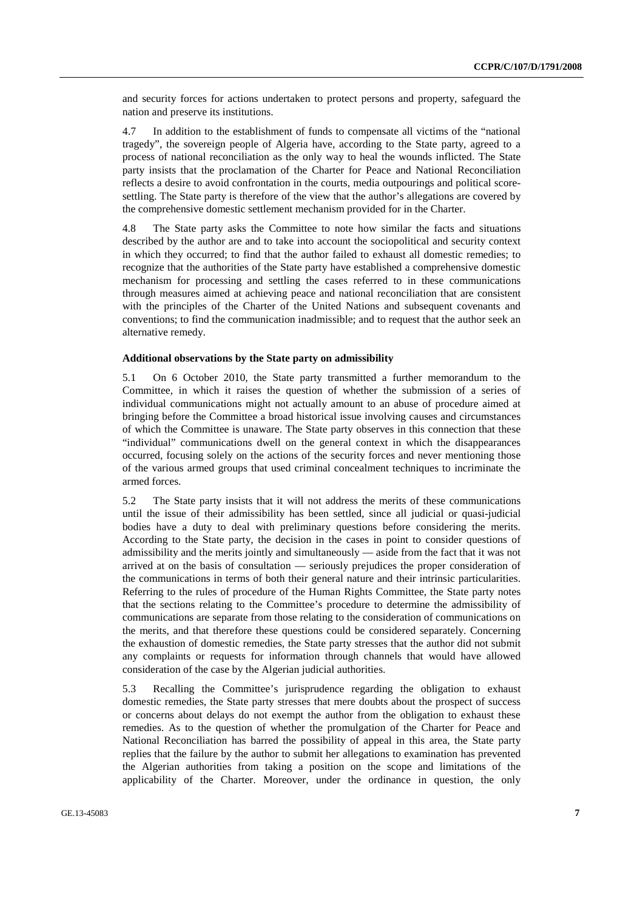and security forces for actions undertaken to protect persons and property, safeguard the nation and preserve its institutions.

4.7 In addition to the establishment of funds to compensate all victims of the "national tragedy", the sovereign people of Algeria have, according to the State party, agreed to a process of national reconciliation as the only way to heal the wounds inflicted. The State party insists that the proclamation of the Charter for Peace and National Reconciliation reflects a desire to avoid confrontation in the courts, media outpourings and political score-settling. The State party is therefore of the view that the author's allegations are covered by the comprehensive domestic settlement mechanism provided for in the Charter.

4.8 The State party asks the Committee to note how similar the facts and situations described by the author are and to take into account the sociopolitical and security context in which they occurred; to find that the author failed to exhaust all domestic remedies; to recognize that the authorities of the State party have established a comprehensive domestic mechanism for processing and settling the cases referred to in these communications through measures aimed at achieving peace and national reconciliation that are consistent with the principles of the Charter of the United Nations and subsequent covenants and conventions; to find the communication inadmissible; and to request that the author seek an alternative remedy.

**Additional observations by the State party on admissibility**

5.1 On 6 October 2010, the State party transmitted a further memorandum to the Committee, in which it raises the question of whether the submission of a series of individual communications might not actually amount to an abuse of procedure aimed at bringing before the Committee a broad historical issue involving causes and circumstances of which the Committee is unaware. The State party observes in this connection that these "individual" communications dwell on the general context in which the disappearances occurred, focusing solely on the actions of the security forces and never mentioning those of the various armed groups that used criminal concealment techniques to incriminate the armed forces.

5.2 The State party insists that it will not address the merits of these communications until the issue of their admissibility has been settled, since all judicial or quasi-judicial bodies have a duty to deal with preliminary questions before considering the merits. According to the State party, the decision in the cases in point to consider questions of admissibility and the merits jointly and simultaneously — aside from the fact that it was not arrived at on the basis of consultation — seriously prejudices the proper consideration of the communications in terms of both their general nature and their intrinsic particularities. Referring to the rules of procedure of the Human Rights Committee, the State party notes that the sections relating to the Committee's procedure to determine the admissibility of communications are separate from those relating to the consideration of communications on the merits, and that therefore these questions could be considered separately. Concerning the exhaustion of domestic remedies, the State party stresses that the author did not submit any complaints or requests for information through channels that would have allowed consideration of the case by the Algerian judicial authorities.

5.3 Recalling the Committee's jurisprudence regarding the obligation to exhaust domestic remedies, the State party stresses that mere doubts about the prospect of success or concerns about delays do not exempt the author from the obligation to exhaust these remedies. As to the question of whether the promulgation of the Charter for Peace and National Reconciliation has barred the possibility of appeal in this area, the State party replies that the failure by the author to submit her allegations to examination has prevented the Algerian authorities from taking a position on the scope and limitations of the applicability of the Charter. Moreover, under the ordinance in question, the only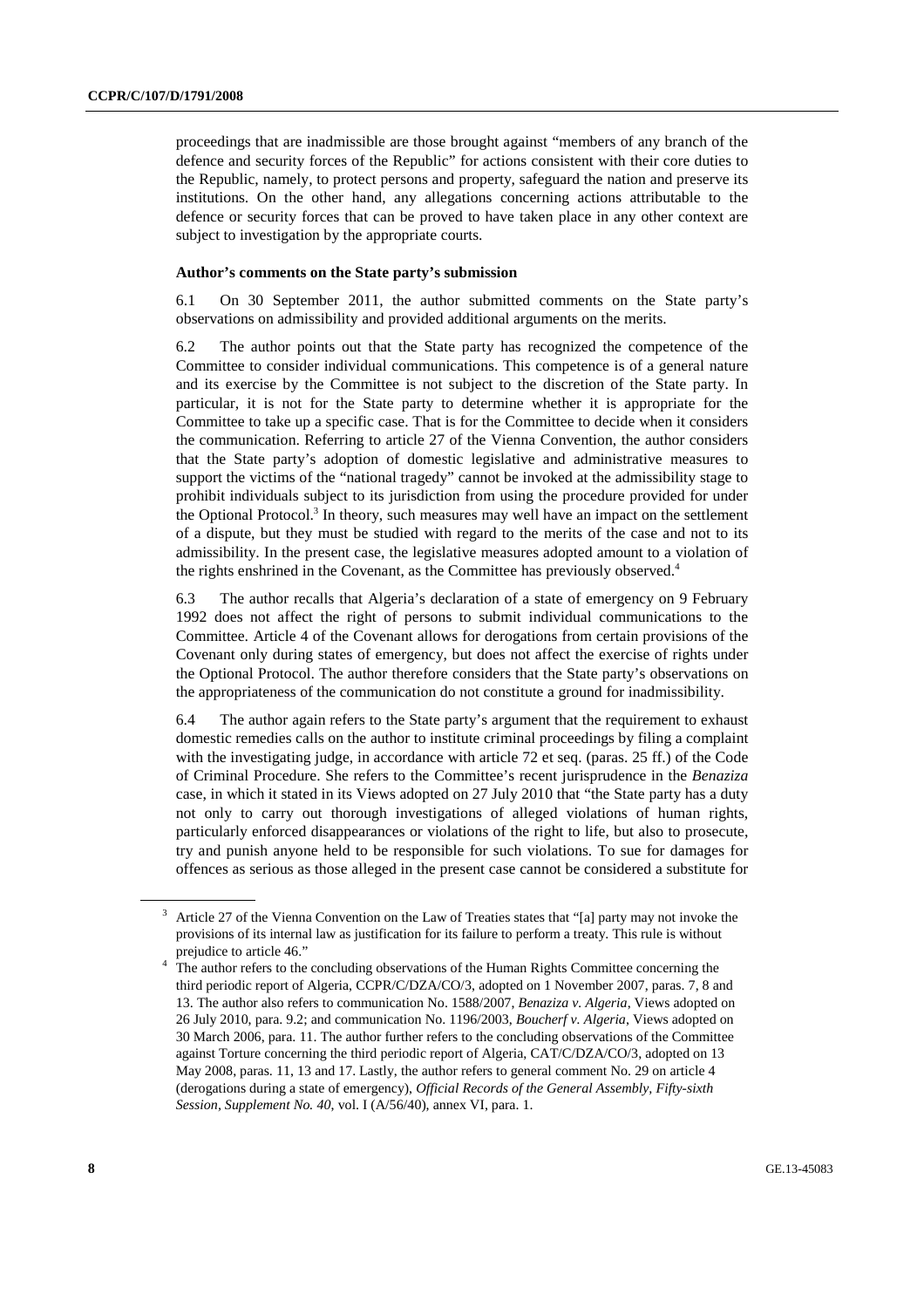proceedings that are inadmissible are those brought against "members of any branch of the defence and security forces of the Republic" for actions consistent with their core duties to the Republic, namely, to protect persons and property, safeguard the nation and preserve its institutions. On the other hand, any allegations concerning actions attributable to the defence or security forces that can be proved to have taken place in any other context are subject to investigation by the appropriate courts.

### Author's comments on the State party's submission

6.1 On 30 September 2011, the author submitted comments on the State party's observations on admissibility and provided additional arguments on the merits.

6.2 The author points out that the State party has recognized the competence of the Committee to consider individual communications. This competence is of a general nature and its exercise by the Committee is not subject to the discretion of the State party. In particular, it is not for the State party to determine whether it is appropriate for the Committee to take up a specific case. That is for the Committee to decide when it considers the communication. Referring to article 27 of the Vienna Convention, the author considers that the State party's adoption of domestic legislative and administrative measures to support the victims of the "national tragedy" cannot be invoked at the admissibility stage to prohibit individuals subject to its jurisdiction from using the procedure provided for under the Optional Protocol.[3] In theory, such measures may well have an impact on the settlement of a dispute, but they must be studied with regard to the merits of the case and not to its admissibility. In the present case, the legislative measures adopted amount to a violation of the rights enshrined in the Covenant, as the Committee has previously observed.[4]

6.3 The author recalls that Algeria's declaration of a state of emergency on 9 February 1992 does not affect the right of persons to submit individual communications to the Committee. Article 4 of the Covenant allows for derogations from certain provisions of the Covenant only during states of emergency, but does not affect the exercise of rights under the Optional Protocol. The author therefore considers that the State party's observations on the appropriateness of the communication do not constitute a ground for inadmissibility.

6.4 The author again refers to the State party's argument that the requirement to exhaust domestic remedies calls on the author to institute criminal proceedings by filing a complaint with the investigating judge, in accordance with article 72 et seq. (paras. 25 ff.) of the Code of Criminal Procedure. She refers to the Committee's recent jurisprudence in the *Benaziza* case, in which it stated in its Views adopted on 27 July 2010 that "the State party has a duty not only to carry out thorough investigations of alleged violations of human rights, particularly enforced disappearances or violations of the right to life, but also to prosecute, try and punish anyone held to be responsible for such violations. To sue for damages for offences as serious as those alleged in the present case cannot be considered a substitute for

---

[3] Article 27 of the Vienna Convention on the Law of Treaties states that "[a] party may not invoke the provisions of its internal law as justification for its failure to perform a treaty. This rule is without prejudice to article 46."

[4] The author refers to the concluding observations of the Human Rights Committee concerning the third periodic report of Algeria, CCPR/C/DZA/CO/3, adopted on 1 November 2007, paras. 7, 8 and 13. The author also refers to communication No. 1588/2007, *Benaziza v. Algeria*, Views adopted on 26 July 2010, para. 9.2; and communication No. 1196/2003, *Boucherf v. Algeria*, Views adopted on 30 March 2006, para. 11. The author further refers to the concluding observations of the Committee against Torture concerning the third periodic report of Algeria, CAT/C/DZA/CO/3, adopted on 13 May 2008, paras. 11, 13 and 17. Lastly, the author refers to general comment No. 29 on article 4 (derogations during a state of emergency), *Official Records of the General Assembly, Fifty-sixth Session, Supplement No. 40*, vol. I (A/56/40), annex VI, para. 1.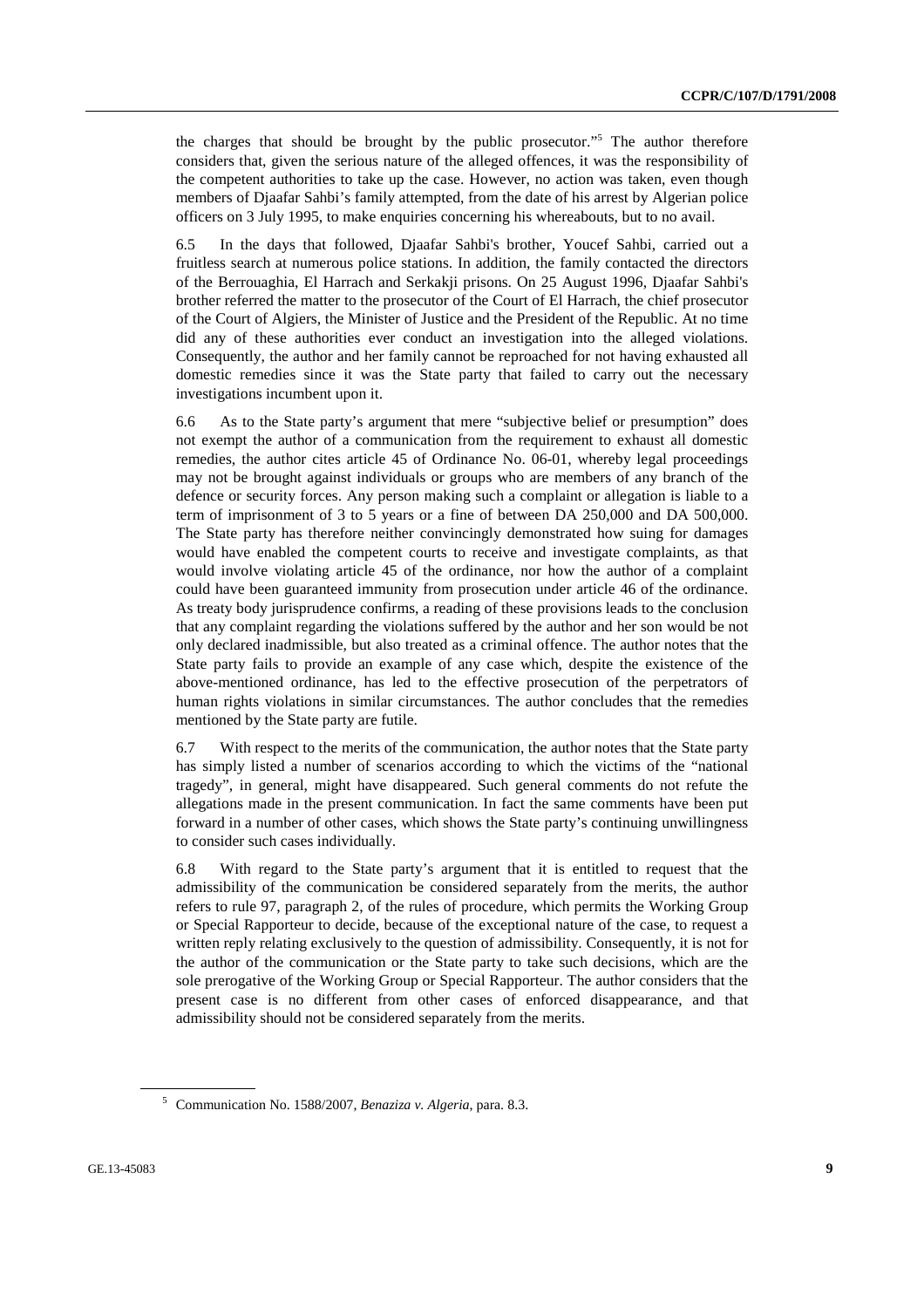the charges that should be brought by the public prosecutor."[5] The author therefore considers that, given the serious nature of the alleged offences, it was the responsibility of the competent authorities to take up the case. However, no action was taken, even though members of Djaafar Sahbi's family attempted, from the date of his arrest by Algerian police officers on 3 July 1995, to make enquiries concerning his whereabouts, but to no avail.

6.5 In the days that followed, Djaafar Sahbi's brother, Youcef Sahbi, carried out a fruitless search at numerous police stations. In addition, the family contacted the directors of the Berrouaghia, El Harrach and Serkakji prisons. On 25 August 1996, Djaafar Sahbi's brother referred the matter to the prosecutor of the Court of El Harrach, the chief prosecutor of the Court of Algiers, the Minister of Justice and the President of the Republic. At no time did any of these authorities ever conduct an investigation into the alleged violations. Consequently, the author and her family cannot be reproached for not having exhausted all domestic remedies since it was the State party that failed to carry out the necessary investigations incumbent upon it.

6.6 As to the State party's argument that mere "subjective belief or presumption" does not exempt the author of a communication from the requirement to exhaust all domestic remedies, the author cites article 45 of Ordinance No. 06-01, whereby legal proceedings may not be brought against individuals or groups who are members of any branch of the defence or security forces. Any person making such a complaint or allegation is liable to a term of imprisonment of 3 to 5 years or a fine of between DA 250,000 and DA 500,000. The State party has therefore neither convincingly demonstrated how suing for damages would have enabled the competent courts to receive and investigate complaints, as that would involve violating article 45 of the ordinance, nor how the author of a complaint could have been guaranteed immunity from prosecution under article 46 of the ordinance. As treaty body jurisprudence confirms, a reading of these provisions leads to the conclusion that any complaint regarding the violations suffered by the author and her son would be not only declared inadmissible, but also treated as a criminal offence. The author notes that the State party fails to provide an example of any case which, despite the existence of the above-mentioned ordinance, has led to the effective prosecution of the perpetrators of human rights violations in similar circumstances. The author concludes that the remedies mentioned by the State party are futile.

6.7 With respect to the merits of the communication, the author notes that the State party has simply listed a number of scenarios according to which the victims of the "national tragedy", in general, might have disappeared. Such general comments do not refute the allegations made in the present communication. In fact the same comments have been put forward in a number of other cases, which shows the State party's continuing unwillingness to consider such cases individually.

6.8 With regard to the State party's argument that it is entitled to request that the admissibility of the communication be considered separately from the merits, the author refers to rule 97, paragraph 2, of the rules of procedure, which permits the Working Group or Special Rapporteur to decide, because of the exceptional nature of the case, to request a written reply relating exclusively to the question of admissibility. Consequently, it is not for the author of the communication or the State party to take such decisions, which are the sole prerogative of the Working Group or Special Rapporteur. The author considers that the present case is no different from other cases of enforced disappearance, and that admissibility should not be considered separately from the merits.

[5] Communication No. 1588/2007, *Benaziza v. Algeria*, para. 8.3.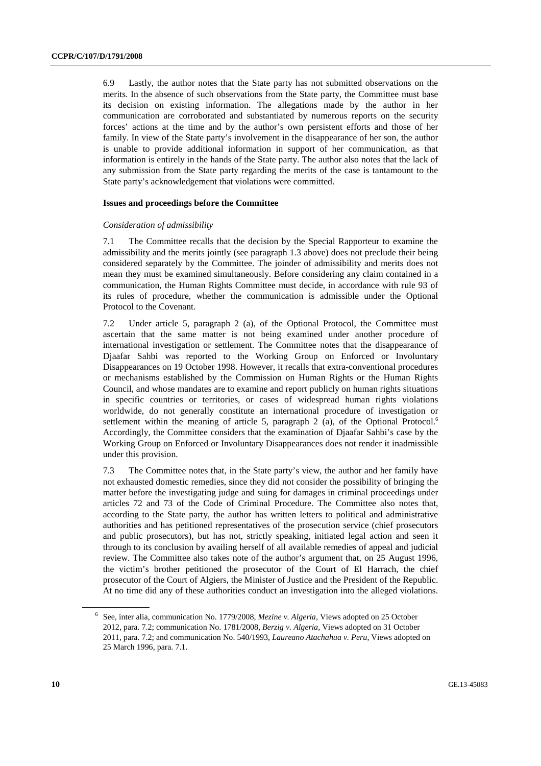6.9 Lastly, the author notes that the State party has not submitted observations on the merits. In the absence of such observations from the State party, the Committee must base its decision on existing information. The allegations made by the author in her communication are corroborated and substantiated by numerous reports on the security forces' actions at the time and by the author's own persistent efforts and those of her family. In view of the State party's involvement in the disappearance of her son, the author is unable to provide additional information in support of her communication, as that information is entirely in the hands of the State party. The author also notes that the lack of any submission from the State party regarding the merits of the case is tantamount to the State party's acknowledgement that violations were committed.

**Issues and proceedings before the Committee**

*Consideration of admissibility*

7.1 The Committee recalls that the decision by the Special Rapporteur to examine the admissibility and the merits jointly (see paragraph 1.3 above) does not preclude their being considered separately by the Committee. The joinder of admissibility and merits does not mean they must be examined simultaneously. Before considering any claim contained in a communication, the Human Rights Committee must decide, in accordance with rule 93 of its rules of procedure, whether the communication is admissible under the Optional Protocol to the Covenant.

7.2 Under article 5, paragraph 2 (a), of the Optional Protocol, the Committee must ascertain that the same matter is not being examined under another procedure of international investigation or settlement. The Committee notes that the disappearance of Djaafar Sahbi was reported to the Working Group on Enforced or Involuntary Disappearances on 19 October 1998. However, it recalls that extra-conventional procedures or mechanisms established by the Commission on Human Rights or the Human Rights Council, and whose mandates are to examine and report publicly on human rights situations in specific countries or territories, or cases of widespread human rights violations worldwide, do not generally constitute an international procedure of investigation or settlement within the meaning of article 5, paragraph 2 (a), of the Optional Protocol.[6] Accordingly, the Committee considers that the examination of Djaafar Sahbi's case by the Working Group on Enforced or Involuntary Disappearances does not render it inadmissible under this provision.

7.3 The Committee notes that, in the State party's view, the author and her family have not exhausted domestic remedies, since they did not consider the possibility of bringing the matter before the investigating judge and suing for damages in criminal proceedings under articles 72 and 73 of the Code of Criminal Procedure. The Committee also notes that, according to the State party, the author has written letters to political and administrative authorities and has petitioned representatives of the prosecution service (chief prosecutors and public prosecutors), but has not, strictly speaking, initiated legal action and seen it through to its conclusion by availing herself of all available remedies of appeal and judicial review. The Committee also takes note of the author's argument that, on 25 August 1996, the victim's brother petitioned the prosecutor of the Court of El Harrach, the chief prosecutor of the Court of Algiers, the Minister of Justice and the President of the Republic. At no time did any of these authorities conduct an investigation into the alleged violations.

---

[6] See, inter alia, communication No. 1779/2008, *Mezine v. Algeria*, Views adopted on 25 October 2012, para. 7.2; communication No. 1781/2008, *Berzig v. Algeria*, Views adopted on 31 October 2011, para. 7.2; and communication No. 540/1993, *Laureano Atachahua v. Peru*, Views adopted on 25 March 1996, para. 7.1.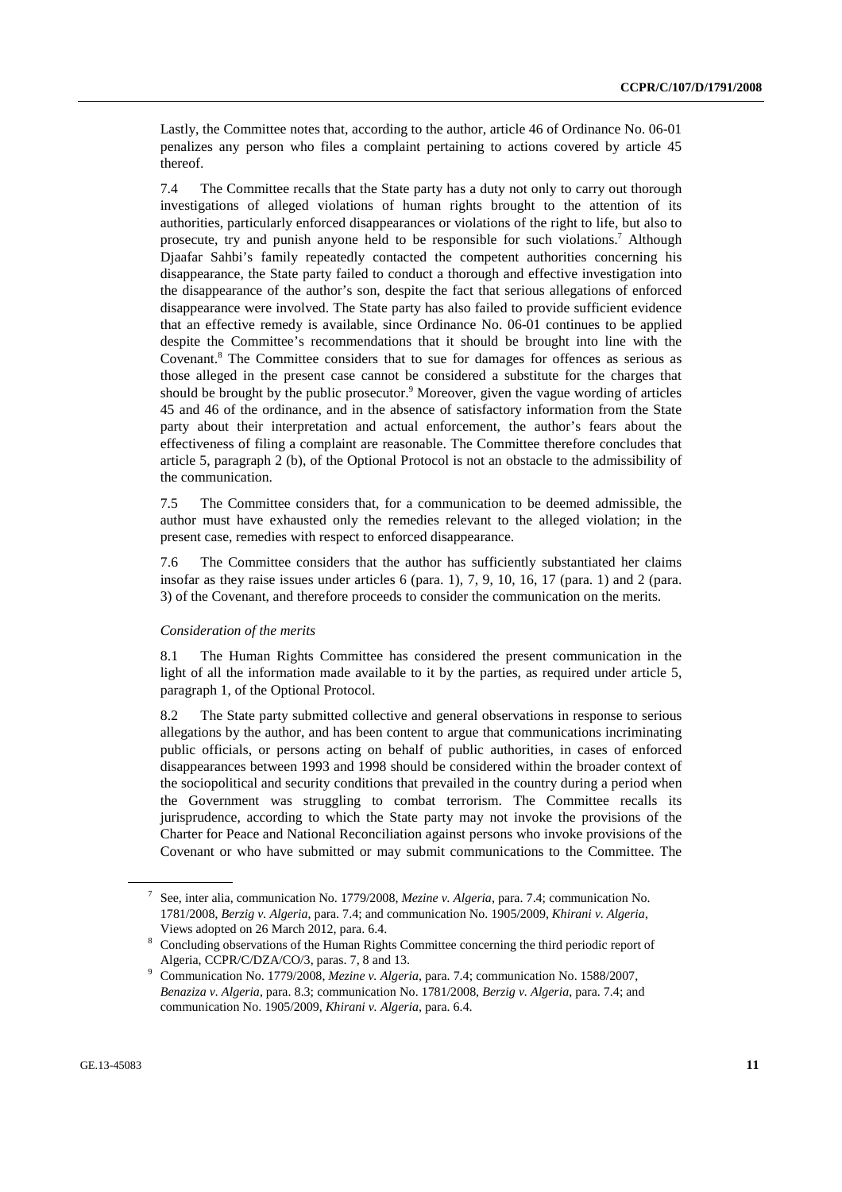Lastly, the Committee notes that, according to the author, article 46 of Ordinance No. 06-01 penalizes any person who files a complaint pertaining to actions covered by article 45 thereof.

7.4 The Committee recalls that the State party has a duty not only to carry out thorough investigations of alleged violations of human rights brought to the attention of its authorities, particularly enforced disappearances or violations of the right to life, but also to prosecute, try and punish anyone held to be responsible for such violations.[7] Although Djaafar Sahbi's family repeatedly contacted the competent authorities concerning his disappearance, the State party failed to conduct a thorough and effective investigation into the disappearance of the author's son, despite the fact that serious allegations of enforced disappearance were involved. The State party has also failed to provide sufficient evidence that an effective remedy is available, since Ordinance No. 06-01 continues to be applied despite the Committee's recommendations that it should be brought into line with the Covenant.[8] The Committee considers that to sue for damages for offences as serious as those alleged in the present case cannot be considered a substitute for the charges that should be brought by the public prosecutor.[9] Moreover, given the vague wording of articles 45 and 46 of the ordinance, and in the absence of satisfactory information from the State party about their interpretation and actual enforcement, the author's fears about the effectiveness of filing a complaint are reasonable. The Committee therefore concludes that article 5, paragraph 2 (b), of the Optional Protocol is not an obstacle to the admissibility of the communication.

7.5 The Committee considers that, for a communication to be deemed admissible, the author must have exhausted only the remedies relevant to the alleged violation; in the present case, remedies with respect to enforced disappearance.

7.6 The Committee considers that the author has sufficiently substantiated her claims insofar as they raise issues under articles 6 (para. 1), 7, 9, 10, 16, 17 (para. 1) and 2 (para. 3) of the Covenant, and therefore proceeds to consider the communication on the merits.

*Consideration of the merits*

8.1 The Human Rights Committee has considered the present communication in the light of all the information made available to it by the parties, as required under article 5, paragraph 1, of the Optional Protocol.

8.2 The State party submitted collective and general observations in response to serious allegations by the author, and has been content to argue that communications incriminating public officials, or persons acting on behalf of public authorities, in cases of enforced disappearances between 1993 and 1998 should be considered within the broader context of the sociopolitical and security conditions that prevailed in the country during a period when the Government was struggling to combat terrorism. The Committee recalls its jurisprudence, according to which the State party may not invoke the provisions of the Charter for Peace and National Reconciliation against persons who invoke provisions of the Covenant or who have submitted or may submit communications to the Committee. The

---

[7] See, inter alia, communication No. 1779/2008, *Mezine v. Algeria*, para. 7.4; communication No. 1781/2008, *Berzig v. Algeria*, para. 7.4; and communication No. 1905/2009, *Khirani v. Algeria*, Views adopted on 26 March 2012, para. 6.4.

[8] Concluding observations of the Human Rights Committee concerning the third periodic report of Algeria, CCPR/C/DZA/CO/3, paras. 7, 8 and 13.

[9] Communication No. 1779/2008, *Mezine v. Algeria*, para. 7.4; communication No. 1588/2007, *Benaziza v. Algeria*, para. 8.3; communication No. 1781/2008, *Berzig v. Algeria*, para. 7.4; and communication No. 1905/2009, *Khirani v. Algeria*, para. 6.4.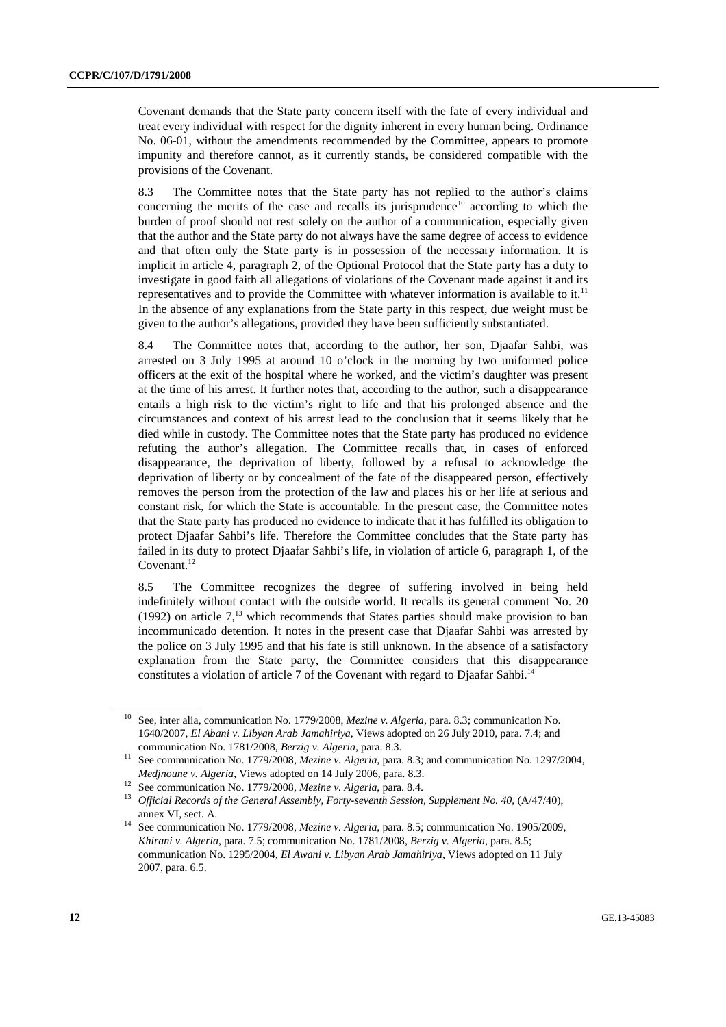Covenant demands that the State party concern itself with the fate of every individual and treat every individual with respect for the dignity inherent in every human being. Ordinance No. 06-01, without the amendments recommended by the Committee, appears to promote impunity and therefore cannot, as it currently stands, be considered compatible with the provisions of the Covenant.

8.3 The Committee notes that the State party has not replied to the author's claims concerning the merits of the case and recalls its jurisprudence[10] according to which the burden of proof should not rest solely on the author of a communication, especially given that the author and the State party do not always have the same degree of access to evidence and that often only the State party is in possession of the necessary information. It is implicit in article 4, paragraph 2, of the Optional Protocol that the State party has a duty to investigate in good faith all allegations of violations of the Covenant made against it and its representatives and to provide the Committee with whatever information is available to it.[11] In the absence of any explanations from the State party in this respect, due weight must be given to the author's allegations, provided they have been sufficiently substantiated.

8.4 The Committee notes that, according to the author, her son, Djaafar Sahbi, was arrested on 3 July 1995 at around 10 o'clock in the morning by two uniformed police officers at the exit of the hospital where he worked, and the victim's daughter was present at the time of his arrest. It further notes that, according to the author, such a disappearance entails a high risk to the victim's right to life and that his prolonged absence and the circumstances and context of his arrest lead to the conclusion that it seems likely that he died while in custody. The Committee notes that the State party has produced no evidence refuting the author's allegation. The Committee recalls that, in cases of enforced disappearance, the deprivation of liberty, followed by a refusal to acknowledge the deprivation of liberty or by concealment of the fate of the disappeared person, effectively removes the person from the protection of the law and places his or her life at serious and constant risk, for which the State is accountable. In the present case, the Committee notes that the State party has produced no evidence to indicate that it has fulfilled its obligation to protect Djaafar Sahbi's life. Therefore the Committee concludes that the State party has failed in its duty to protect Djaafar Sahbi's life, in violation of article 6, paragraph 1, of the Covenant.[12]

8.5 The Committee recognizes the degree of suffering involved in being held indefinitely without contact with the outside world. It recalls its general comment No. 20 (1992) on article 7,[13] which recommends that States parties should make provision to ban incommunicado detention. It notes in the present case that Djaafar Sahbi was arrested by the police on 3 July 1995 and that his fate is still unknown. In the absence of a satisfactory explanation from the State party, the Committee considers that this disappearance constitutes a violation of article 7 of the Covenant with regard to Djaafar Sahbi.[14]

---

[10] See, inter alia, communication No. 1779/2008, *Mezine v. Algeria*, para. 8.3; communication No. 1640/2007, *El Abani v. Libyan Arab Jamahiriya*, Views adopted on 26 July 2010, para. 7.4; and communication No. 1781/2008, *Berzig v. Algeria*, para. 8.3.

[11] See communication No. 1779/2008, *Mezine v. Algeria*, para. 8.3; and communication No. 1297/2004, *Medjnoune v. Algeria*, Views adopted on 14 July 2006, para. 8.3.

[12] See communication No. 1779/2008, *Mezine v. Algeria*, para. 8.4.

[13] *Official Records of the General Assembly, Forty-seventh Session, Supplement No. 40*, (A/47/40), annex VI, sect. A.

[14] See communication No. 1779/2008, *Mezine v. Algeria*, para. 8.5; communication No. 1905/2009, *Khirani v. Algeria*, para. 7.5; communication No. 1781/2008, *Berzig v. Algeria*, para. 8.5; communication No. 1295/2004, *El Awani v. Libyan Arab Jamahiriya*, Views adopted on 11 July 2007, para. 6.5.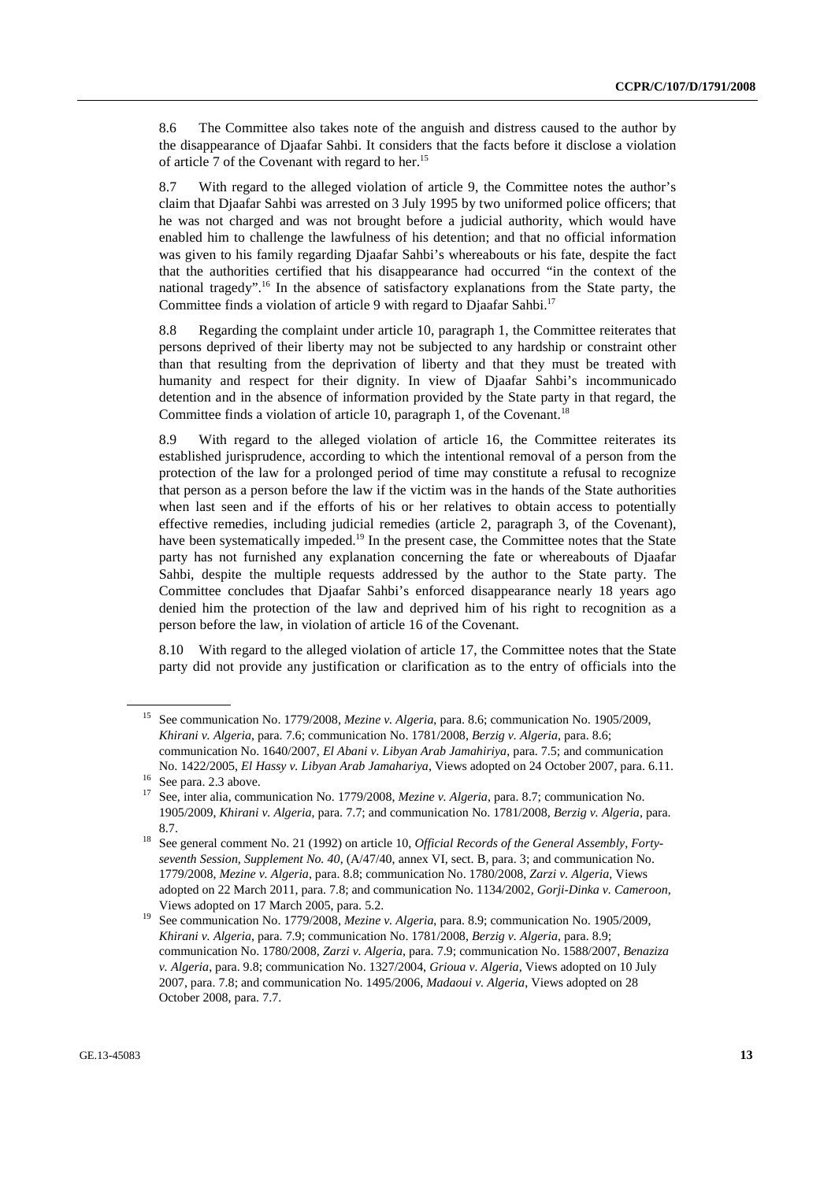8.6 The Committee also takes note of the anguish and distress caused to the author by the disappearance of Djaafar Sahbi. It considers that the facts before it disclose a violation of article 7 of the Covenant with regard to her.[15]

8.7 With regard to the alleged violation of article 9, the Committee notes the author's claim that Djaafar Sahbi was arrested on 3 July 1995 by two uniformed police officers; that he was not charged and was not brought before a judicial authority, which would have enabled him to challenge the lawfulness of his detention; and that no official information was given to his family regarding Djaafar Sahbi's whereabouts or his fate, despite the fact that the authorities certified that his disappearance had occurred "in the context of the national tragedy".[16] In the absence of satisfactory explanations from the State party, the Committee finds a violation of article 9 with regard to Djaafar Sahbi.[17]

8.8 Regarding the complaint under article 10, paragraph 1, the Committee reiterates that persons deprived of their liberty may not be subjected to any hardship or constraint other than that resulting from the deprivation of liberty and that they must be treated with humanity and respect for their dignity. In view of Djaafar Sahbi's incommunicado detention and in the absence of information provided by the State party in that regard, the Committee finds a violation of article 10, paragraph 1, of the Covenant.[18]

8.9 With regard to the alleged violation of article 16, the Committee reiterates its established jurisprudence, according to which the intentional removal of a person from the protection of the law for a prolonged period of time may constitute a refusal to recognize that person as a person before the law if the victim was in the hands of the State authorities when last seen and if the efforts of his or her relatives to obtain access to potentially effective remedies, including judicial remedies (article 2, paragraph 3, of the Covenant), have been systematically impeded.[19] In the present case, the Committee notes that the State party has not furnished any explanation concerning the fate or whereabouts of Djaafar Sahbi, despite the multiple requests addressed by the author to the State party. The Committee concludes that Djaafar Sahbi's enforced disappearance nearly 18 years ago denied him the protection of the law and deprived him of his right to recognition as a person before the law, in violation of article 16 of the Covenant.

8.10 With regard to the alleged violation of article 17, the Committee notes that the State party did not provide any justification or clarification as to the entry of officials into the

---

[15] See communication No. 1779/2008, *Mezine v. Algeria*, para. 8.6; communication No. 1905/2009, *Khirani v. Algeria*, para. 7.6; communication No. 1781/2008, *Berzig v. Algeria*, para. 8.6; communication No. 1640/2007, *El Abani v. Libyan Arab Jamahiriya*, para. 7.5; and communication No. 1422/2005, *El Hassy v. Libyan Arab Jamahariya*, Views adopted on 24 October 2007, para. 6.11.

[16] See para. 2.3 above.

[17] See, inter alia, communication No. 1779/2008, *Mezine v. Algeria*, para. 8.7; communication No. 1905/2009, *Khirani v. Algeria*, para. 7.7; and communication No. 1781/2008, *Berzig v. Algeria*, para. 8.7.

[18] See general comment No. 21 (1992) on article 10, *Official Records of the General Assembly, Forty-seventh Session, Supplement No. 40*, (A/47/40, annex VI, sect. B, para. 3; and communication No. 1779/2008, *Mezine v. Algeria*, para. 8.8; communication No. 1780/2008, *Zarzi v. Algeria*, Views adopted on 22 March 2011, para. 7.8; and communication No. 1134/2002, *Gorji-Dinka v. Cameroon*, Views adopted on 17 March 2005, para. 5.2.

[19] See communication No. 1779/2008, *Mezine v. Algeria*, para. 8.9; communication No. 1905/2009, *Khirani v. Algeria*, para. 7.9; communication No. 1781/2008, *Berzig v. Algeria*, para. 8.9; communication No. 1780/2008, *Zarzi v. Algeria*, para. 7.9; communication No. 1588/2007, *Benaziza v. Algeria*, para. 9.8; communication No. 1327/2004, *Grioua v. Algeria*, Views adopted on 10 July 2007, para. 7.8; and communication No. 1495/2006, *Madaoui v. Algeria*, Views adopted on 28 October 2008, para. 7.7.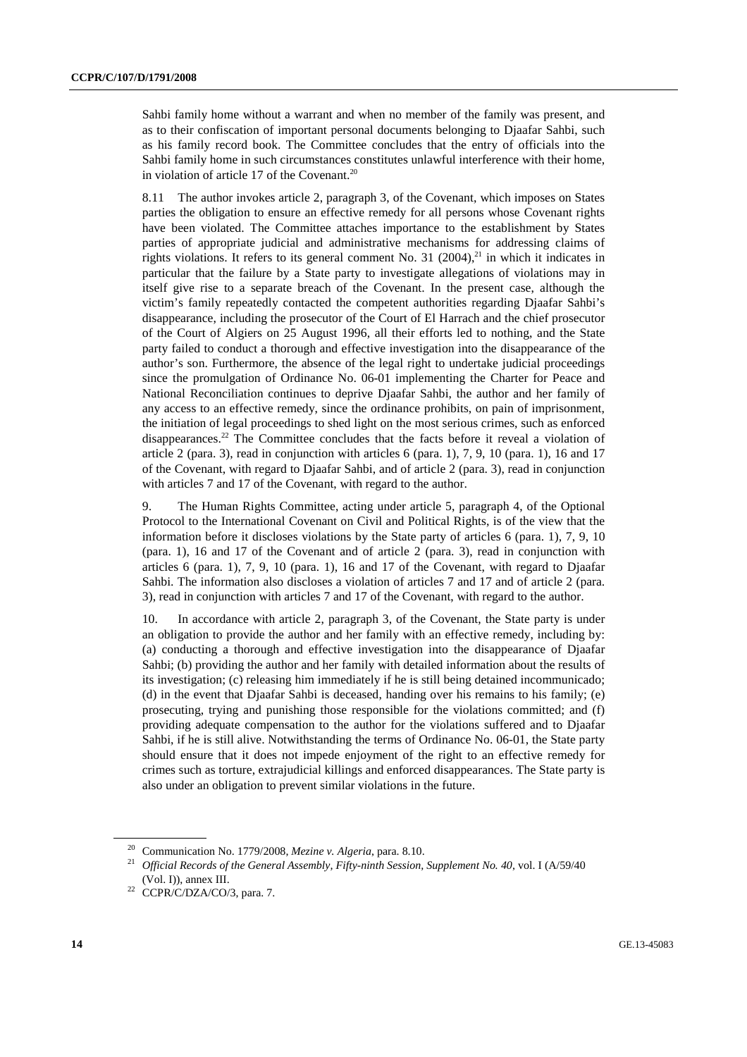Sahbi family home without a warrant and when no member of the family was present, and as to their confiscation of important personal documents belonging to Djaafar Sahbi, such as his family record book. The Committee concludes that the entry of officials into the Sahbi family home in such circumstances constitutes unlawful interference with their home, in violation of article 17 of the Covenant.[20]

8.11 The author invokes article 2, paragraph 3, of the Covenant, which imposes on States parties the obligation to ensure an effective remedy for all persons whose Covenant rights have been violated. The Committee attaches importance to the establishment by States parties of appropriate judicial and administrative mechanisms for addressing claims of rights violations. It refers to its general comment No. 31 (2004),[21] in which it indicates in particular that the failure by a State party to investigate allegations of violations may in itself give rise to a separate breach of the Covenant. In the present case, although the victim's family repeatedly contacted the competent authorities regarding Djaafar Sahbi's disappearance, including the prosecutor of the Court of El Harrach and the chief prosecutor of the Court of Algiers on 25 August 1996, all their efforts led to nothing, and the State party failed to conduct a thorough and effective investigation into the disappearance of the author's son. Furthermore, the absence of the legal right to undertake judicial proceedings since the promulgation of Ordinance No. 06-01 implementing the Charter for Peace and National Reconciliation continues to deprive Djaafar Sahbi, the author and her family of any access to an effective remedy, since the ordinance prohibits, on pain of imprisonment, the initiation of legal proceedings to shed light on the most serious crimes, such as enforced disappearances.[22] The Committee concludes that the facts before it reveal a violation of article 2 (para. 3), read in conjunction with articles 6 (para. 1), 7, 9, 10 (para. 1), 16 and 17 of the Covenant, with regard to Djaafar Sahbi, and of article 2 (para. 3), read in conjunction with articles 7 and 17 of the Covenant, with regard to the author.

9. The Human Rights Committee, acting under article 5, paragraph 4, of the Optional Protocol to the International Covenant on Civil and Political Rights, is of the view that the information before it discloses violations by the State party of articles 6 (para. 1), 7, 9, 10 (para. 1), 16 and 17 of the Covenant and of article 2 (para. 3), read in conjunction with articles 6 (para. 1), 7, 9, 10 (para. 1), 16 and 17 of the Covenant, with regard to Djaafar Sahbi. The information also discloses a violation of articles 7 and 17 and of article 2 (para. 3), read in conjunction with articles 7 and 17 of the Covenant, with regard to the author.

10. In accordance with article 2, paragraph 3, of the Covenant, the State party is under an obligation to provide the author and her family with an effective remedy, including by: (a) conducting a thorough and effective investigation into the disappearance of Djaafar Sahbi; (b) providing the author and her family with detailed information about the results of its investigation; (c) releasing him immediately if he is still being detained incommunicado; (d) in the event that Djaafar Sahbi is deceased, handing over his remains to his family; (e) prosecuting, trying and punishing those responsible for the violations committed; and (f) providing adequate compensation to the author for the violations suffered and to Djaafar Sahbi, if he is still alive. Notwithstanding the terms of Ordinance No. 06-01, the State party should ensure that it does not impede enjoyment of the right to an effective remedy for crimes such as torture, extrajudicial killings and enforced disappearances. The State party is also under an obligation to prevent similar violations in the future.

---

[20] Communication No. 1779/2008, *Mezine v. Algeria*, para. 8.10.

[21] *Official Records of the General Assembly, Fifty-ninth Session, Supplement No. 40*, vol. I (A/59/40 (Vol. I)), annex III.

[22] CCPR/C/DZA/CO/3, para. 7.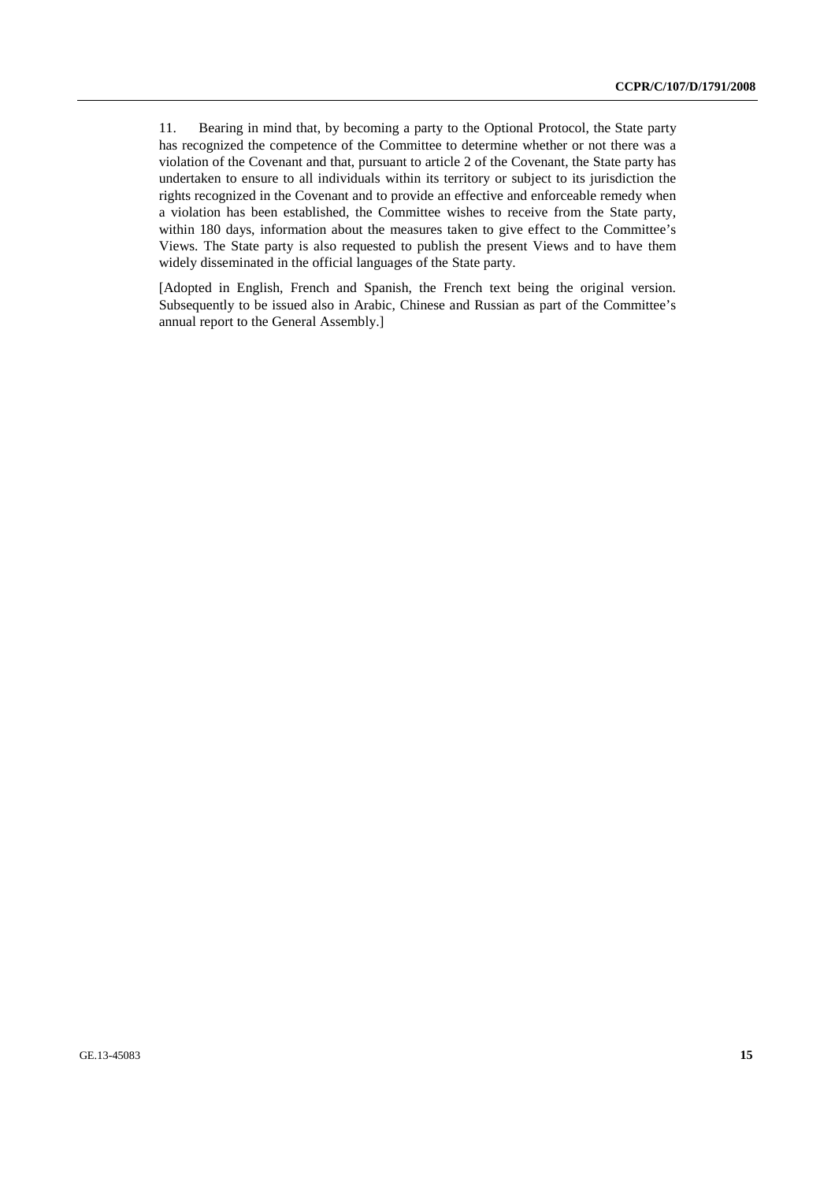11. Bearing in mind that, by becoming a party to the Optional Protocol, the State party has recognized the competence of the Committee to determine whether or not there was a violation of the Covenant and that, pursuant to article 2 of the Covenant, the State party has undertaken to ensure to all individuals within its territory or subject to its jurisdiction the rights recognized in the Covenant and to provide an effective and enforceable remedy when a violation has been established, the Committee wishes to receive from the State party, within 180 days, information about the measures taken to give effect to the Committee's Views. The State party is also requested to publish the present Views and to have them widely disseminated in the official languages of the State party.

[Adopted in English, French and Spanish, the French text being the original version. Subsequently to be issued also in Arabic, Chinese and Russian as part of the Committee's annual report to the General Assembly.]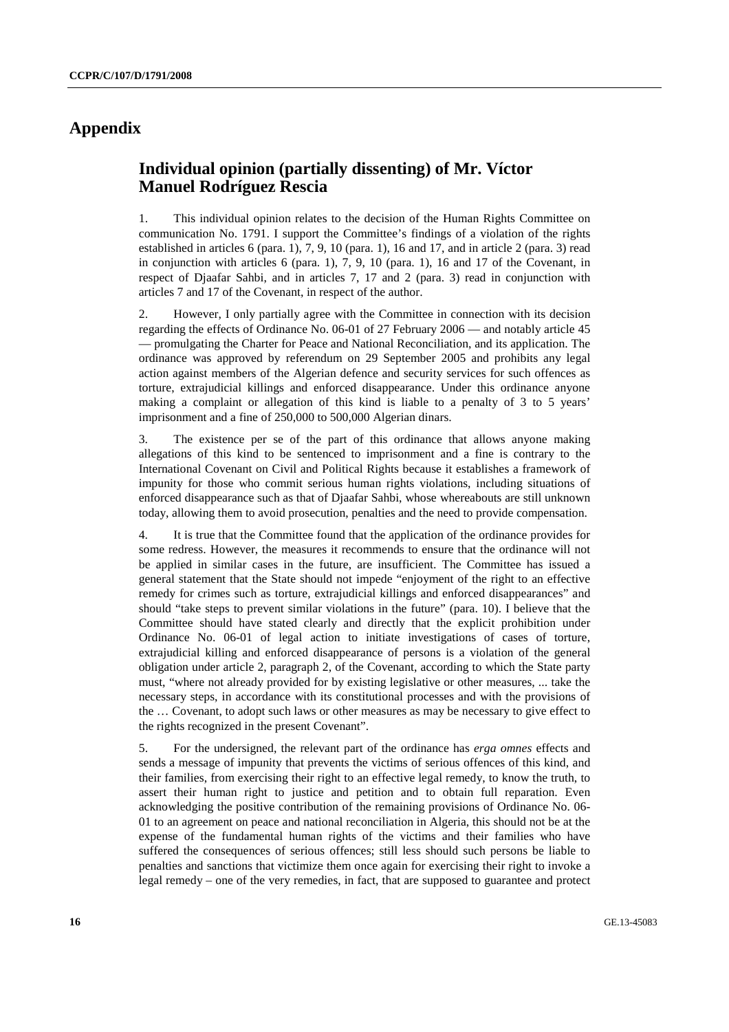# Appendix

## Individual opinion (partially dissenting) of Mr. Víctor Manuel Rodríguez Rescia

1. This individual opinion relates to the decision of the Human Rights Committee on communication No. 1791. I support the Committee's findings of a violation of the rights established in articles 6 (para. 1), 7, 9, 10 (para. 1), 16 and 17, and in article 2 (para. 3) read in conjunction with articles 6 (para. 1), 7, 9, 10 (para. 1), 16 and 17 of the Covenant, in respect of Djaafar Sahbi, and in articles 7, 17 and 2 (para. 3) read in conjunction with articles 7 and 17 of the Covenant, in respect of the author.

2. However, I only partially agree with the Committee in connection with its decision regarding the effects of Ordinance No. 06-01 of 27 February 2006 — and notably article 45 — promulgating the Charter for Peace and National Reconciliation, and its application. The ordinance was approved by referendum on 29 September 2005 and prohibits any legal action against members of the Algerian defence and security services for such offences as torture, extrajudicial killings and enforced disappearance. Under this ordinance anyone making a complaint or allegation of this kind is liable to a penalty of 3 to 5 years' imprisonment and a fine of 250,000 to 500,000 Algerian dinars.

3. The existence per se of the part of this ordinance that allows anyone making allegations of this kind to be sentenced to imprisonment and a fine is contrary to the International Covenant on Civil and Political Rights because it establishes a framework of impunity for those who commit serious human rights violations, including situations of enforced disappearance such as that of Djaafar Sahbi, whose whereabouts are still unknown today, allowing them to avoid prosecution, penalties and the need to provide compensation.

4. It is true that the Committee found that the application of the ordinance provides for some redress. However, the measures it recommends to ensure that the ordinance will not be applied in similar cases in the future, are insufficient. The Committee has issued a general statement that the State should not impede "enjoyment of the right to an effective remedy for crimes such as torture, extrajudicial killings and enforced disappearances" and should "take steps to prevent similar violations in the future" (para. 10). I believe that the Committee should have stated clearly and directly that the explicit prohibition under Ordinance No. 06-01 of legal action to initiate investigations of cases of torture, extrajudicial killing and enforced disappearance of persons is a violation of the general obligation under article 2, paragraph 2, of the Covenant, according to which the State party must, "where not already provided for by existing legislative or other measures, ... take the necessary steps, in accordance with its constitutional processes and with the provisions of the … Covenant, to adopt such laws or other measures as may be necessary to give effect to the rights recognized in the present Covenant".

5. For the undersigned, the relevant part of the ordinance has *erga omnes* effects and sends a message of impunity that prevents the victims of serious offences of this kind, and their families, from exercising their right to an effective legal remedy, to know the truth, to assert their human right to justice and petition and to obtain full reparation. Even acknowledging the positive contribution of the remaining provisions of Ordinance No. 06-01 to an agreement on peace and national reconciliation in Algeria, this should not be at the expense of the fundamental human rights of the victims and their families who have suffered the consequences of serious offences; still less should such persons be liable to penalties and sanctions that victimize them once again for exercising their right to invoke a legal remedy – one of the very remedies, in fact, that are supposed to guarantee and protect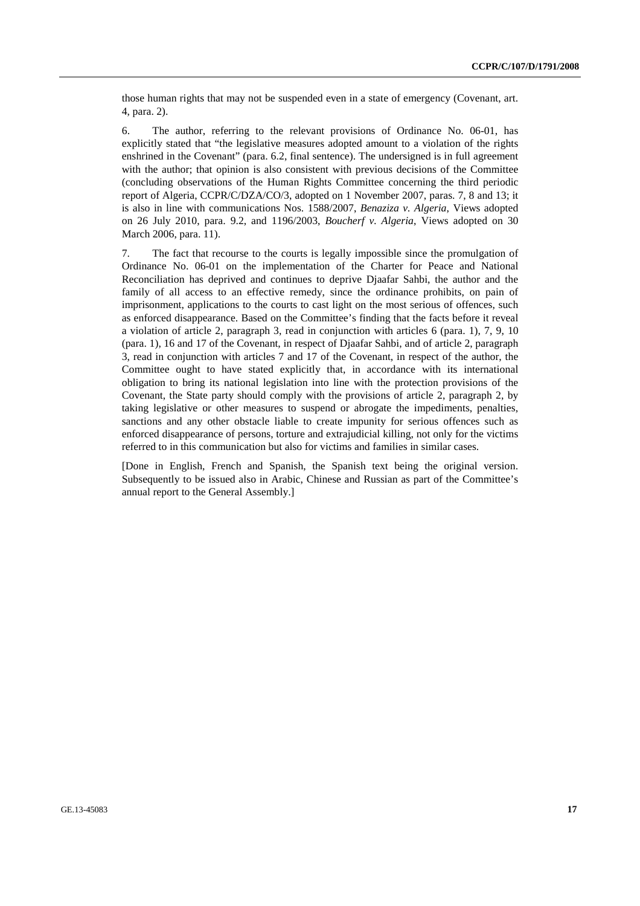those human rights that may not be suspended even in a state of emergency (Covenant, art. 4, para. 2).

6. The author, referring to the relevant provisions of Ordinance No. 06-01, has explicitly stated that "the legislative measures adopted amount to a violation of the rights enshrined in the Covenant" (para. 6.2, final sentence). The undersigned is in full agreement with the author; that opinion is also consistent with previous decisions of the Committee (concluding observations of the Human Rights Committee concerning the third periodic report of Algeria, CCPR/C/DZA/CO/3, adopted on 1 November 2007, paras. 7, 8 and 13; it is also in line with communications Nos. 1588/2007, *Benaziza v. Algeria*, Views adopted on 26 July 2010, para. 9.2, and 1196/2003, *Boucherf v. Algeria*, Views adopted on 30 March 2006, para. 11).

7. The fact that recourse to the courts is legally impossible since the promulgation of Ordinance No. 06-01 on the implementation of the Charter for Peace and National Reconciliation has deprived and continues to deprive Djaafar Sahbi, the author and the family of all access to an effective remedy, since the ordinance prohibits, on pain of imprisonment, applications to the courts to cast light on the most serious of offences, such as enforced disappearance. Based on the Committee's finding that the facts before it reveal a violation of article 2, paragraph 3, read in conjunction with articles 6 (para. 1), 7, 9, 10 (para. 1), 16 and 17 of the Covenant, in respect of Djaafar Sahbi, and of article 2, paragraph 3, read in conjunction with articles 7 and 17 of the Covenant, in respect of the author, the Committee ought to have stated explicitly that, in accordance with its international obligation to bring its national legislation into line with the protection provisions of the Covenant, the State party should comply with the provisions of article 2, paragraph 2, by taking legislative or other measures to suspend or abrogate the impediments, penalties, sanctions and any other obstacle liable to create impunity for serious offences such as enforced disappearance of persons, torture and extrajudicial killing, not only for the victims referred to in this communication but also for victims and families in similar cases.

[Done in English, French and Spanish, the Spanish text being the original version. Subsequently to be issued also in Arabic, Chinese and Russian as part of the Committee's annual report to the General Assembly.]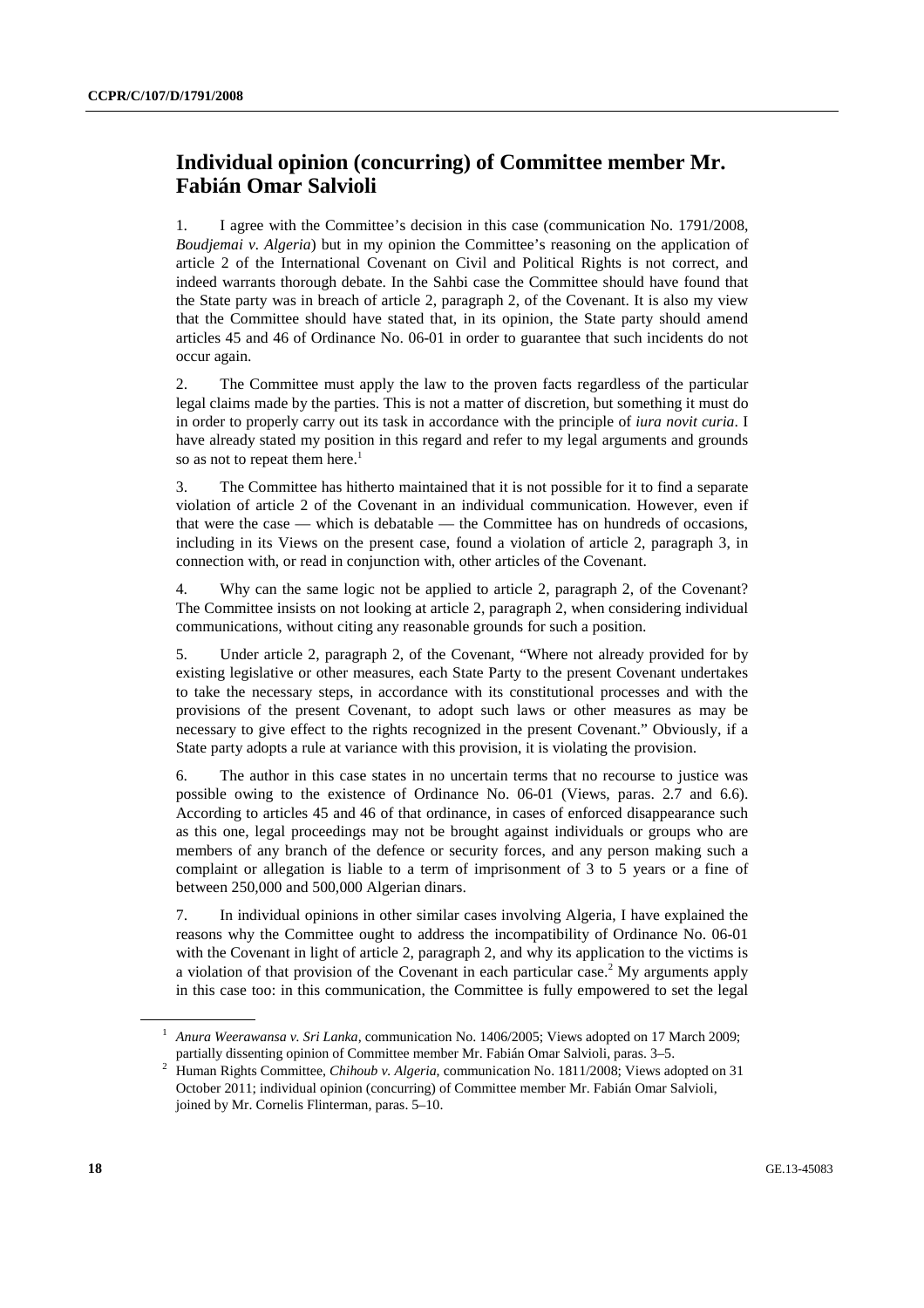## Individual opinion (concurring) of Committee member Mr. Fabián Omar Salvioli

1. I agree with the Committee's decision in this case (communication No. 1791/2008, *Boudjemai v. Algeria*) but in my opinion the Committee's reasoning on the application of article 2 of the International Covenant on Civil and Political Rights is not correct, and indeed warrants thorough debate. In the Sahbi case the Committee should have found that the State party was in breach of article 2, paragraph 2, of the Covenant. It is also my view that the Committee should have stated that, in its opinion, the State party should amend articles 45 and 46 of Ordinance No. 06-01 in order to guarantee that such incidents do not occur again.

2. The Committee must apply the law to the proven facts regardless of the particular legal claims made by the parties. This is not a matter of discretion, but something it must do in order to properly carry out its task in accordance with the principle of *iura novit curia*. I have already stated my position in this regard and refer to my legal arguments and grounds so as not to repeat them here.[1]

3. The Committee has hitherto maintained that it is not possible for it to find a separate violation of article 2 of the Covenant in an individual communication. However, even if that were the case — which is debatable — the Committee has on hundreds of occasions, including in its Views on the present case, found a violation of article 2, paragraph 3, in connection with, or read in conjunction with, other articles of the Covenant.

4. Why can the same logic not be applied to article 2, paragraph 2, of the Covenant? The Committee insists on not looking at article 2, paragraph 2, when considering individual communications, without citing any reasonable grounds for such a position.

5. Under article 2, paragraph 2, of the Covenant, "Where not already provided for by existing legislative or other measures, each State Party to the present Covenant undertakes to take the necessary steps, in accordance with its constitutional processes and with the provisions of the present Covenant, to adopt such laws or other measures as may be necessary to give effect to the rights recognized in the present Covenant." Obviously, if a State party adopts a rule at variance with this provision, it is violating the provision.

6. The author in this case states in no uncertain terms that no recourse to justice was possible owing to the existence of Ordinance No. 06-01 (Views, paras. 2.7 and 6.6). According to articles 45 and 46 of that ordinance, in cases of enforced disappearance such as this one, legal proceedings may not be brought against individuals or groups who are members of any branch of the defence or security forces, and any person making such a complaint or allegation is liable to a term of imprisonment of 3 to 5 years or a fine of between 250,000 and 500,000 Algerian dinars.

7. In individual opinions in other similar cases involving Algeria, I have explained the reasons why the Committee ought to address the incompatibility of Ordinance No. 06-01 with the Covenant in light of article 2, paragraph 2, and why its application to the victims is a violation of that provision of the Covenant in each particular case.[2] My arguments apply in this case too: in this communication, the Committee is fully empowered to set the legal

---

[1] *Anura Weerawansa v. Sri Lanka*, communication No. 1406/2005; Views adopted on 17 March 2009; partially dissenting opinion of Committee member Mr. Fabián Omar Salvioli, paras. 3–5.

[2] Human Rights Committee, *Chihoub v. Algeria*, communication No. 1811/2008; Views adopted on 31 October 2011; individual opinion (concurring) of Committee member Mr. Fabián Omar Salvioli, joined by Mr. Cornelis Flinterman, paras. 5–10.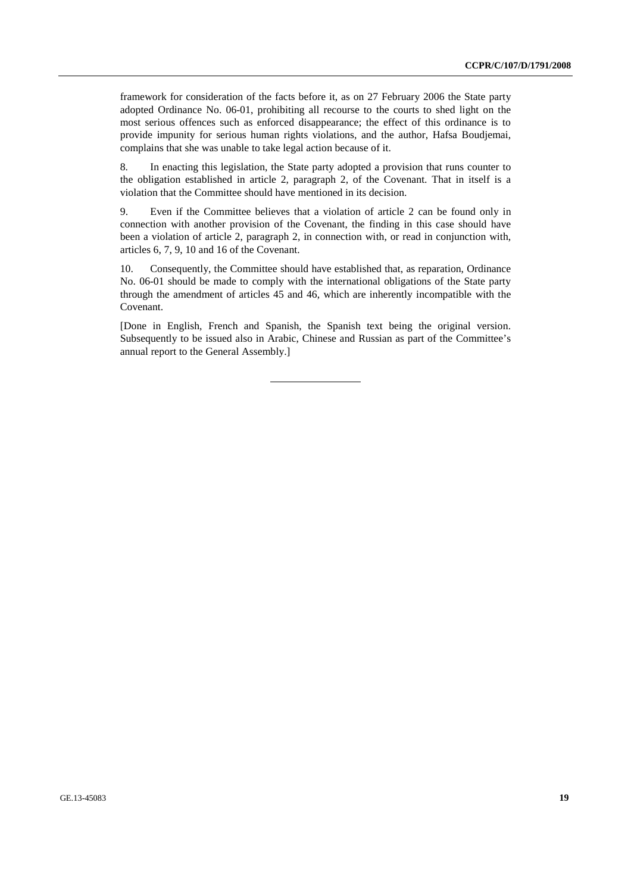framework for consideration of the facts before it, as on 27 February 2006 the State party adopted Ordinance No. 06-01, prohibiting all recourse to the courts to shed light on the most serious offences such as enforced disappearance; the effect of this ordinance is to provide impunity for serious human rights violations, and the author, Hafsa Boudjemai, complains that she was unable to take legal action because of it.

8. In enacting this legislation, the State party adopted a provision that runs counter to the obligation established in article 2, paragraph 2, of the Covenant. That in itself is a violation that the Committee should have mentioned in its decision.

9. Even if the Committee believes that a violation of article 2 can be found only in connection with another provision of the Covenant, the finding in this case should have been a violation of article 2, paragraph 2, in connection with, or read in conjunction with, articles 6, 7, 9, 10 and 16 of the Covenant.

10. Consequently, the Committee should have established that, as reparation, Ordinance No. 06-01 should be made to comply with the international obligations of the State party through the amendment of articles 45 and 46, which are inherently incompatible with the Covenant.

[Done in English, French and Spanish, the Spanish text being the original version. Subsequently to be issued also in Arabic, Chinese and Russian as part of the Committee's annual report to the General Assembly.]